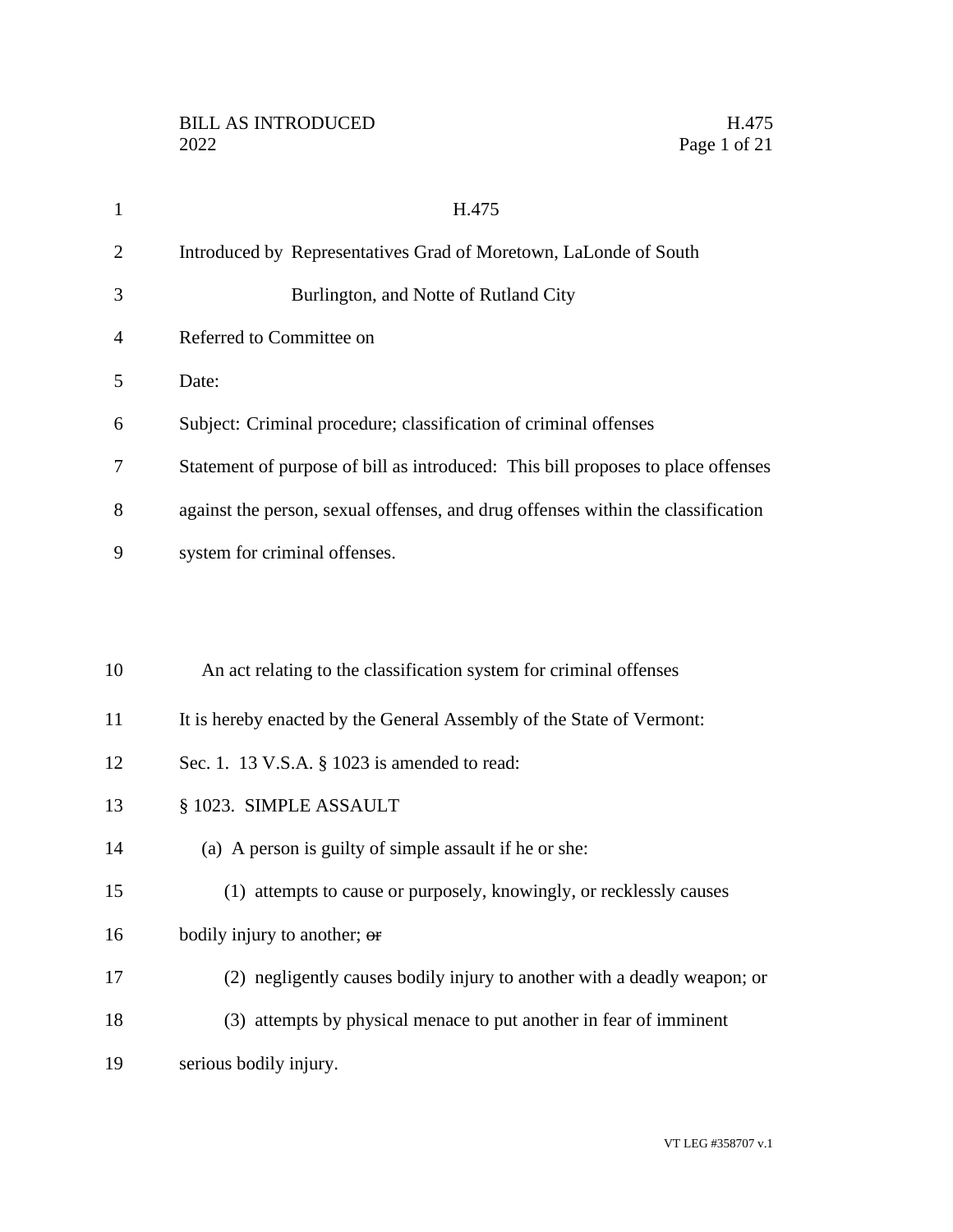# H.475

Introduced by Representatives Grad of Moretown, LaLonde of South Burlington, and Notte of Rutland City

Referred to Committee on

Date:

Subject: Criminal procedure; classification of criminal offenses

Statement of purpose of bill as introduced: This bill proposes to place offenses against the person, sexual offenses, and drug offenses within the classification system for criminal offenses.

An act relating to the classification system for criminal offenses

It is hereby enacted by the General Assembly of the State of Vermont:

Sec. 1. 13 V.S.A. § 1023 is amended to read:

§ 1023. SIMPLE ASSAULT

(a) A person is guilty of simple assault if he or she:

(1) attempts to cause or purposely, knowingly, or recklessly causes bodily injury to another; ~~or~~

(2) negligently causes bodily injury to another with a deadly weapon; or

(3) attempts by physical menace to put another in fear of imminent serious bodily injury.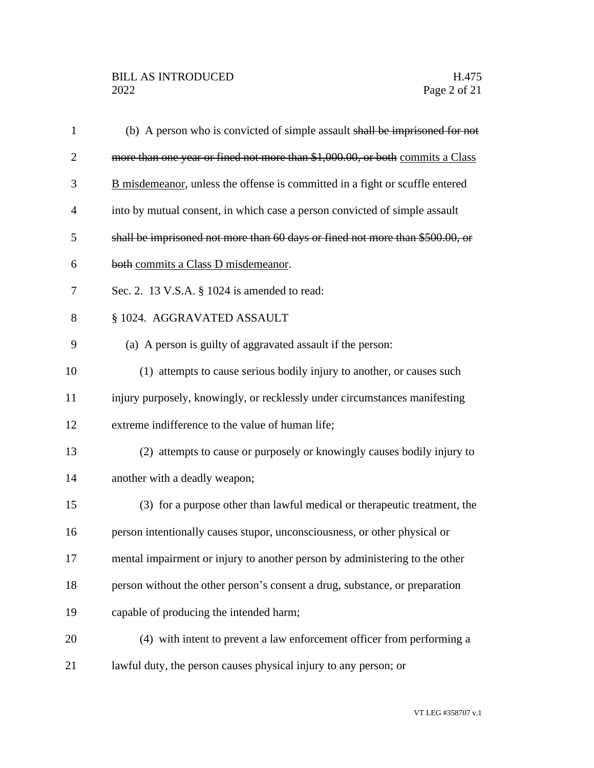(b) A person who is convicted of simple assault ~~shall be imprisoned for not more than one year or fined not more than $1,000.00, or both~~ commits a Class B misdemeanor, unless the offense is committed in a fight or scuffle entered into by mutual consent, in which case a person convicted of simple assault ~~shall be imprisoned not more than 60 days or fined not more than $500.00, or both~~ commits a Class D misdemeanor.

Sec. 2. 13 V.S.A. § 1024 is amended to read:

§ 1024. AGGRAVATED ASSAULT

(a) A person is guilty of aggravated assault if the person:

(1) attempts to cause serious bodily injury to another, or causes such injury purposely, knowingly, or recklessly under circumstances manifesting extreme indifference to the value of human life;

(2) attempts to cause or purposely or knowingly causes bodily injury to another with a deadly weapon;

(3) for a purpose other than lawful medical or therapeutic treatment, the person intentionally causes stupor, unconsciousness, or other physical or mental impairment or injury to another person by administering to the other person without the other person's consent a drug, substance, or preparation capable of producing the intended harm;

(4) with intent to prevent a law enforcement officer from performing a lawful duty, the person causes physical injury to any person; or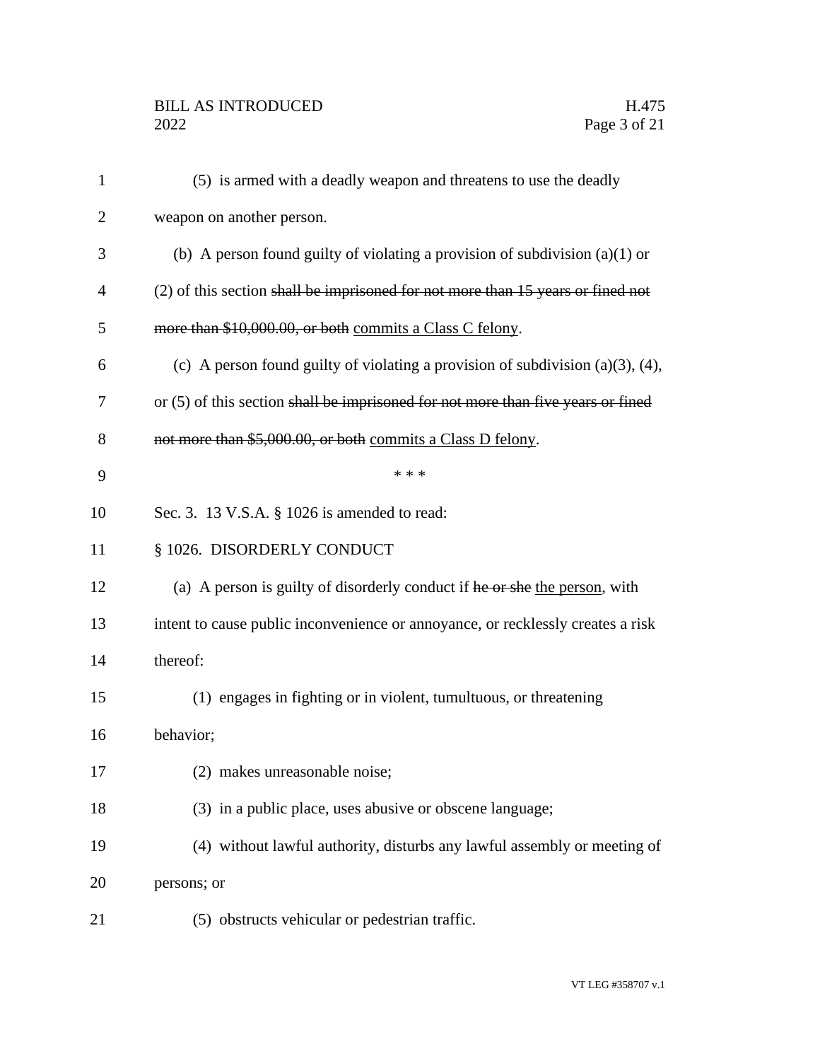(5) is armed with a deadly weapon and threatens to use the deadly weapon on another person.

(b) A person found guilty of violating a provision of subdivision (a)(1) or (2) of this section ~~shall be imprisoned for not more than 15 years or fined not more than $10,000.00, or both~~ <u>commits a Class C felony</u>.

(c) A person found guilty of violating a provision of subdivision (a)(3), (4), or (5) of this section ~~shall be imprisoned for not more than five years or fined not more than $5,000.00, or both~~ <u>commits a Class D felony</u>.

\* \* \*

Sec. 3. 13 V.S.A. § 1026 is amended to read:

§ 1026. DISORDERLY CONDUCT

(a) A person is guilty of disorderly conduct if ~~he or she~~ <u>the person</u>, with intent to cause public inconvenience or annoyance, or recklessly creates a risk thereof:

(1) engages in fighting or in violent, tumultuous, or threatening behavior;

(2) makes unreasonable noise;

(3) in a public place, uses abusive or obscene language;

(4) without lawful authority, disturbs any lawful assembly or meeting of persons; or

(5) obstructs vehicular or pedestrian traffic.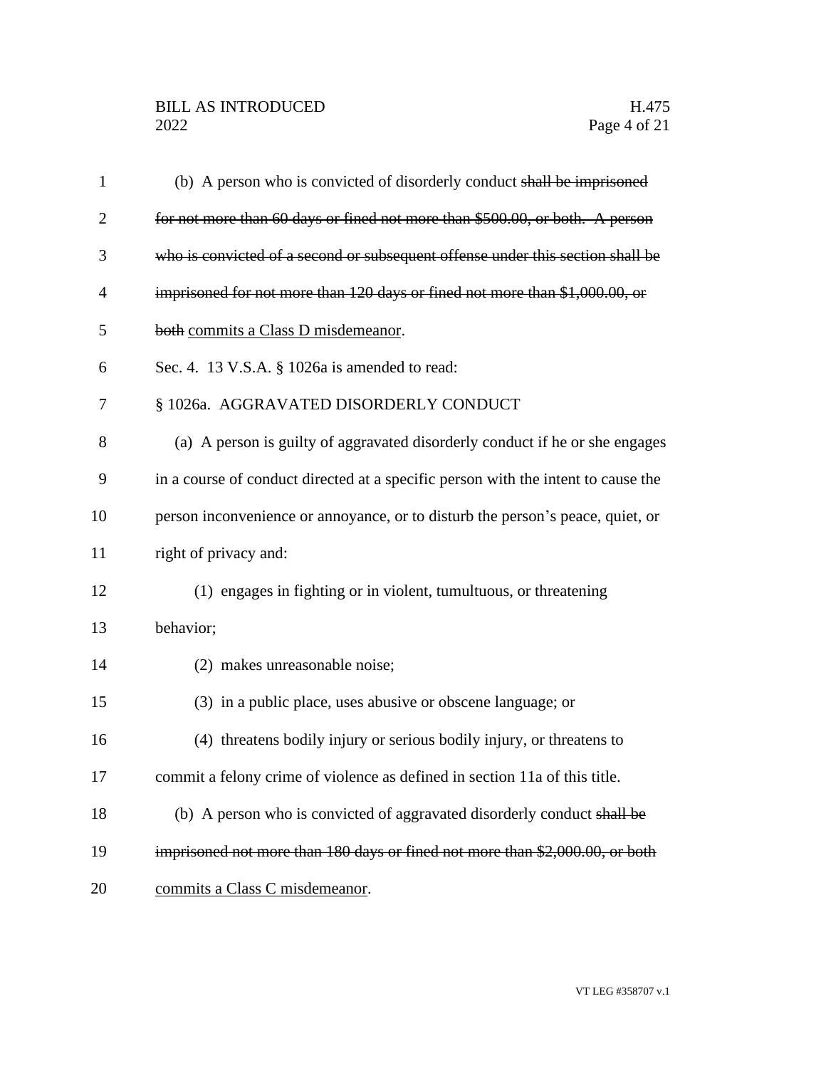(b) A person who is convicted of disorderly conduct ~~shall be imprisoned for not more than 60 days or fined not more than $500.00, or both. A person who is convicted of a second or subsequent offense under this section shall be imprisoned for not more than 120 days or fined not more than $1,000.00, or both~~ <u>commits a Class D misdemeanor</u>.

Sec. 4. 13 V.S.A. § 1026a is amended to read:

§ 1026a. AGGRAVATED DISORDERLY CONDUCT

(a) A person is guilty of aggravated disorderly conduct if he or she engages in a course of conduct directed at a specific person with the intent to cause the person inconvenience or annoyance, or to disturb the person's peace, quiet, or right of privacy and:

(1) engages in fighting or in violent, tumultuous, or threatening behavior;

(2) makes unreasonable noise;

(3) in a public place, uses abusive or obscene language; or

(4) threatens bodily injury or serious bodily injury, or threatens to commit a felony crime of violence as defined in section 11a of this title.

(b) A person who is convicted of aggravated disorderly conduct ~~shall be imprisoned not more than 180 days or fined not more than $2,000.00, or both~~ <u>commits a Class C misdemeanor</u>.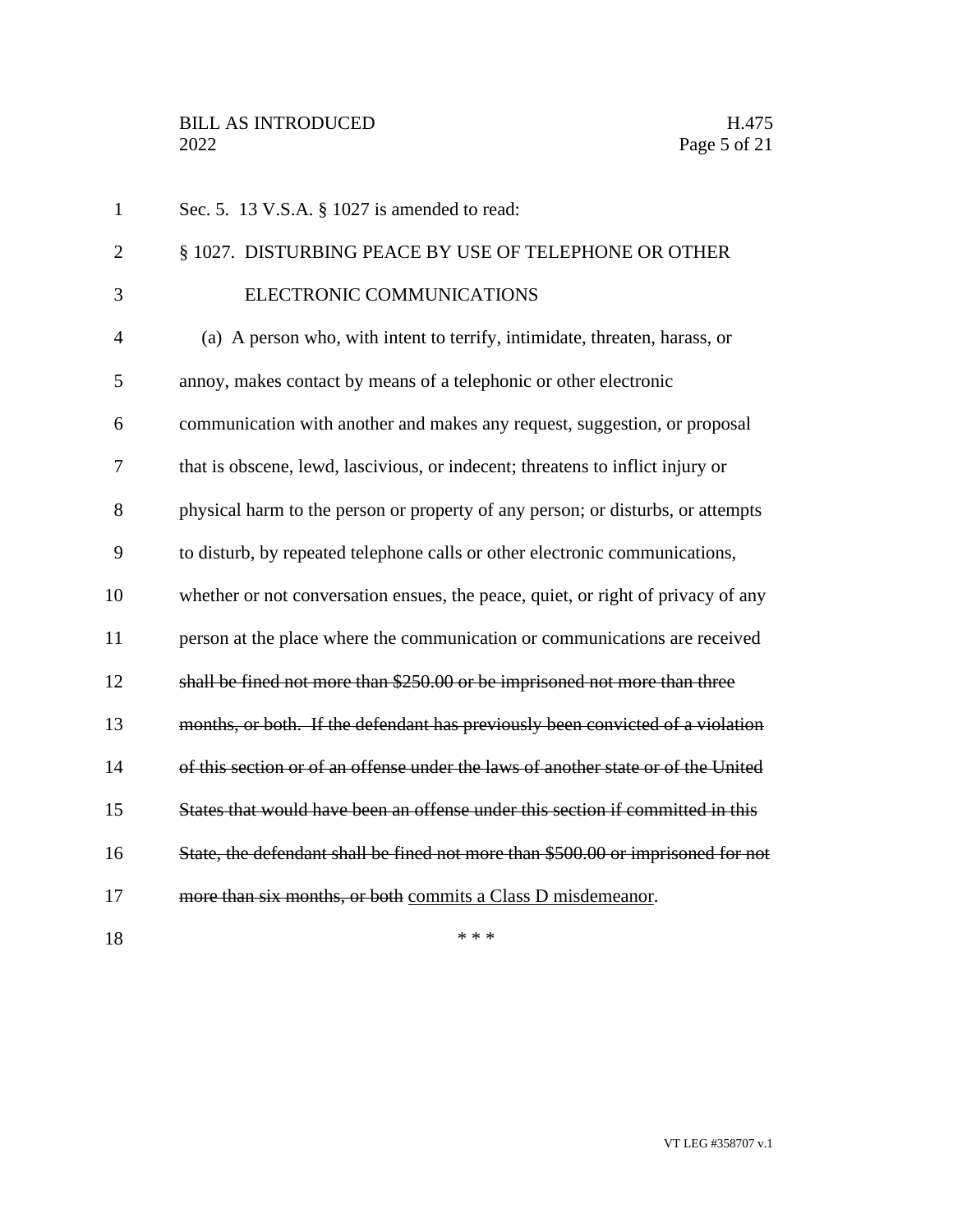Sec. 5. 13 V.S.A. § 1027 is amended to read:

§ 1027. DISTURBING PEACE BY USE OF TELEPHONE OR OTHER ELECTRONIC COMMUNICATIONS

(a) A person who, with intent to terrify, intimidate, threaten, harass, or annoy, makes contact by means of a telephonic or other electronic communication with another and makes any request, suggestion, or proposal that is obscene, lewd, lascivious, or indecent; threatens to inflict injury or physical harm to the person or property of any person; or disturbs, or attempts to disturb, by repeated telephone calls or other electronic communications, whether or not conversation ensues, the peace, quiet, or right of privacy of any person at the place where the communication or communications are received ~~shall be fined not more than $250.00 or be imprisoned not more than three months, or both. If the defendant has previously been convicted of a violation of this section or of an offense under the laws of another state or of the United States that would have been an offense under this section if committed in this State, the defendant shall be fined not more than $500.00 or imprisoned for not more than six months, or both~~ <u>commits a Class D misdemeanor</u>.

\* \* \*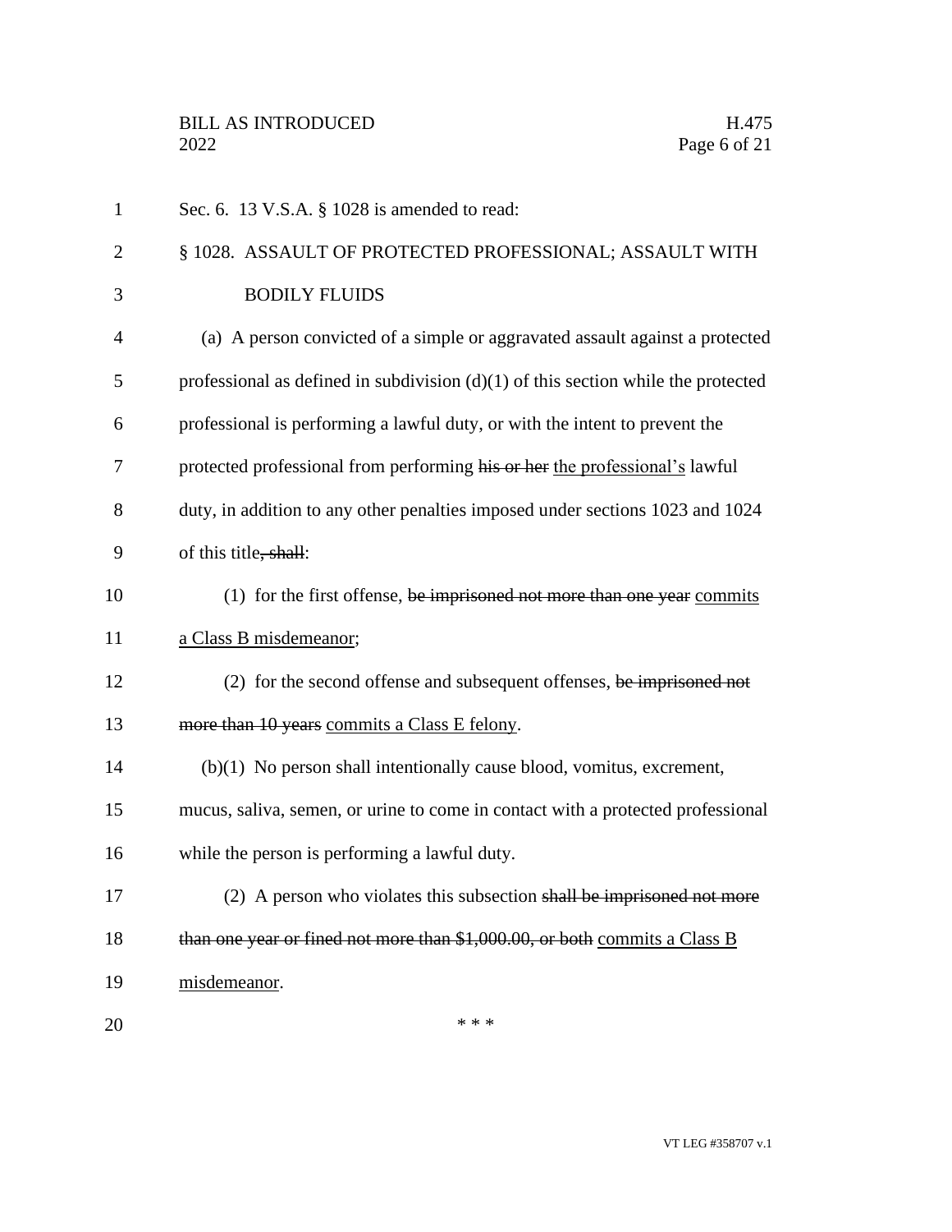Sec. 6. 13 V.S.A. § 1028 is amended to read:

§ 1028. ASSAULT OF PROTECTED PROFESSIONAL; ASSAULT WITH BODILY FLUIDS

(a) A person convicted of a simple or aggravated assault against a protected professional as defined in subdivision (d)(1) of this section while the protected professional is performing a lawful duty, or with the intent to prevent the protected professional from performing ~~his or her~~ the professional's lawful duty, in addition to any other penalties imposed under sections 1023 and 1024 of this title~~, shall~~:

(1) for the first offense, ~~be imprisoned not more than one year~~ commits a Class B misdemeanor;

(2) for the second offense and subsequent offenses, ~~be imprisoned not more than 10 years~~ commits a Class E felony.

(b)(1) No person shall intentionally cause blood, vomitus, excrement, mucus, saliva, semen, or urine to come in contact with a protected professional while the person is performing a lawful duty.

(2) A person who violates this subsection ~~shall be imprisoned not more than one year or fined not more than $1,000.00, or both~~ commits a Class B misdemeanor.

\* \* \*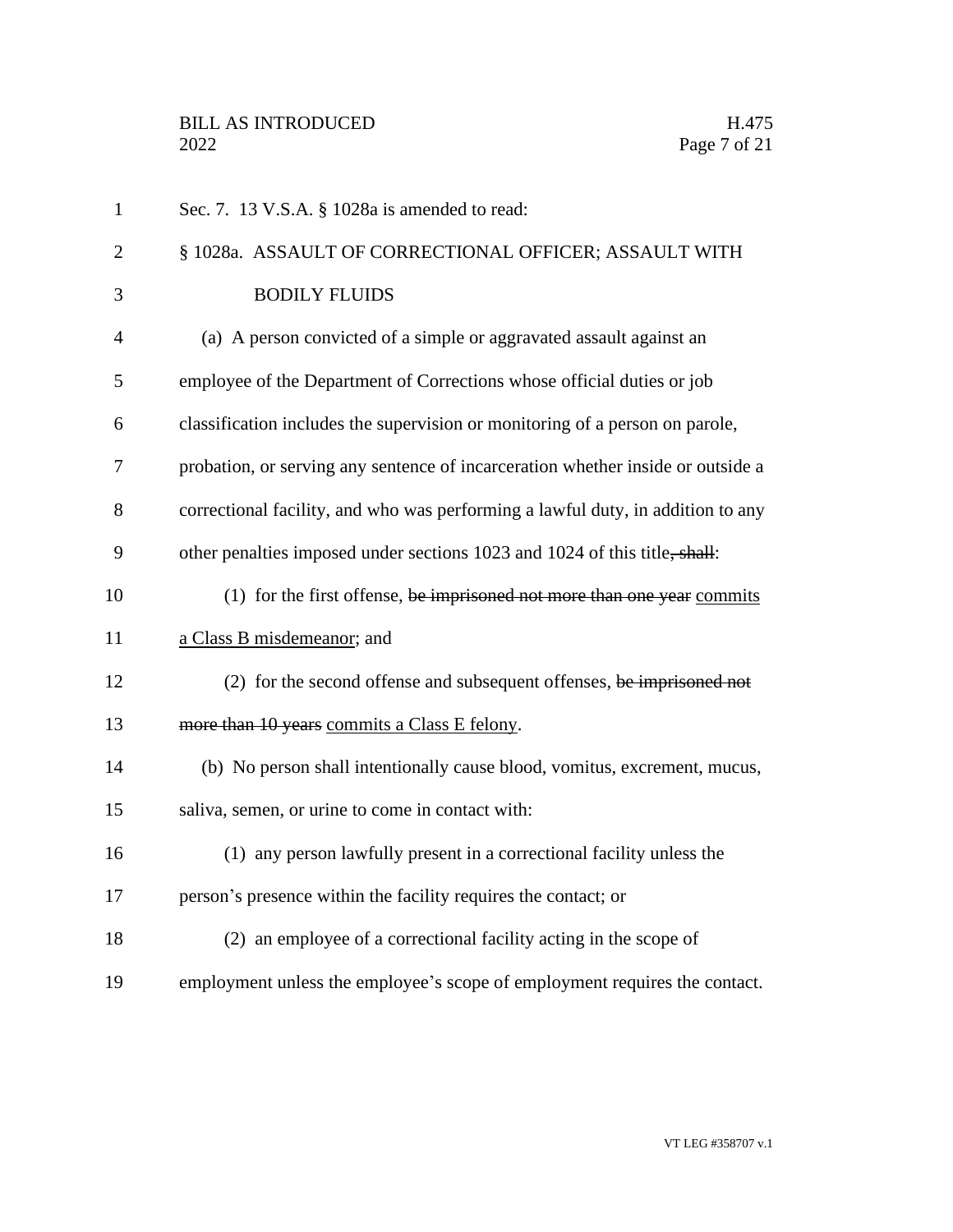Sec. 7. 13 V.S.A. § 1028a is amended to read:

§ 1028a. ASSAULT OF CORRECTIONAL OFFICER; ASSAULT WITH BODILY FLUIDS

(a) A person convicted of a simple or aggravated assault against an employee of the Department of Corrections whose official duties or job classification includes the supervision or monitoring of a person on parole, probation, or serving any sentence of incarceration whether inside or outside a correctional facility, and who was performing a lawful duty, in addition to any other penalties imposed under sections 1023 and 1024 of this title~~, shall~~:

(1) for the first offense, ~~be imprisoned not more than one year~~ <u>commits a Class B misdemeanor</u>; and

(2) for the second offense and subsequent offenses, ~~be imprisoned not more than 10 years~~ <u>commits a Class E felony</u>.

(b) No person shall intentionally cause blood, vomitus, excrement, mucus, saliva, semen, or urine to come in contact with:

(1) any person lawfully present in a correctional facility unless the person's presence within the facility requires the contact; or

(2) an employee of a correctional facility acting in the scope of employment unless the employee's scope of employment requires the contact.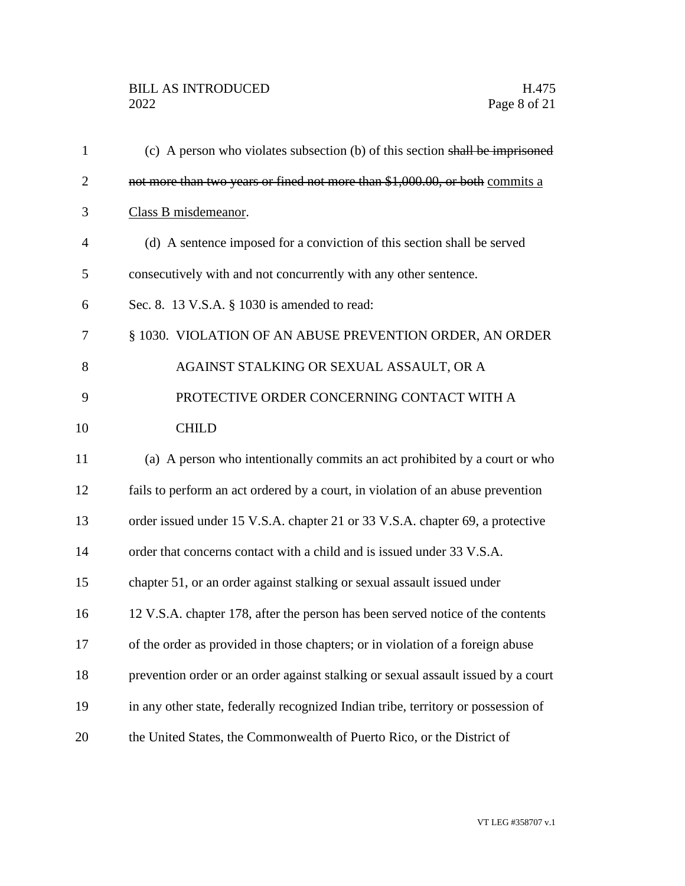(c) A person who violates subsection (b) of this section ~~shall be imprisoned not more than two years or fined not more than $1,000.00, or both~~ <u>commits a Class B misdemeanor</u>.

(d) A sentence imposed for a conviction of this section shall be served consecutively with and not concurrently with any other sentence.

Sec. 8. 13 V.S.A. § 1030 is amended to read:

§ 1030. VIOLATION OF AN ABUSE PREVENTION ORDER, AN ORDER AGAINST STALKING OR SEXUAL ASSAULT, OR A PROTECTIVE ORDER CONCERNING CONTACT WITH A CHILD

(a) A person who intentionally commits an act prohibited by a court or who fails to perform an act ordered by a court, in violation of an abuse prevention order issued under 15 V.S.A. chapter 21 or 33 V.S.A. chapter 69, a protective order that concerns contact with a child and is issued under 33 V.S.A. chapter 51, or an order against stalking or sexual assault issued under 12 V.S.A. chapter 178, after the person has been served notice of the contents of the order as provided in those chapters; or in violation of a foreign abuse prevention order or an order against stalking or sexual assault issued by a court in any other state, federally recognized Indian tribe, territory or possession of the United States, the Commonwealth of Puerto Rico, or the District of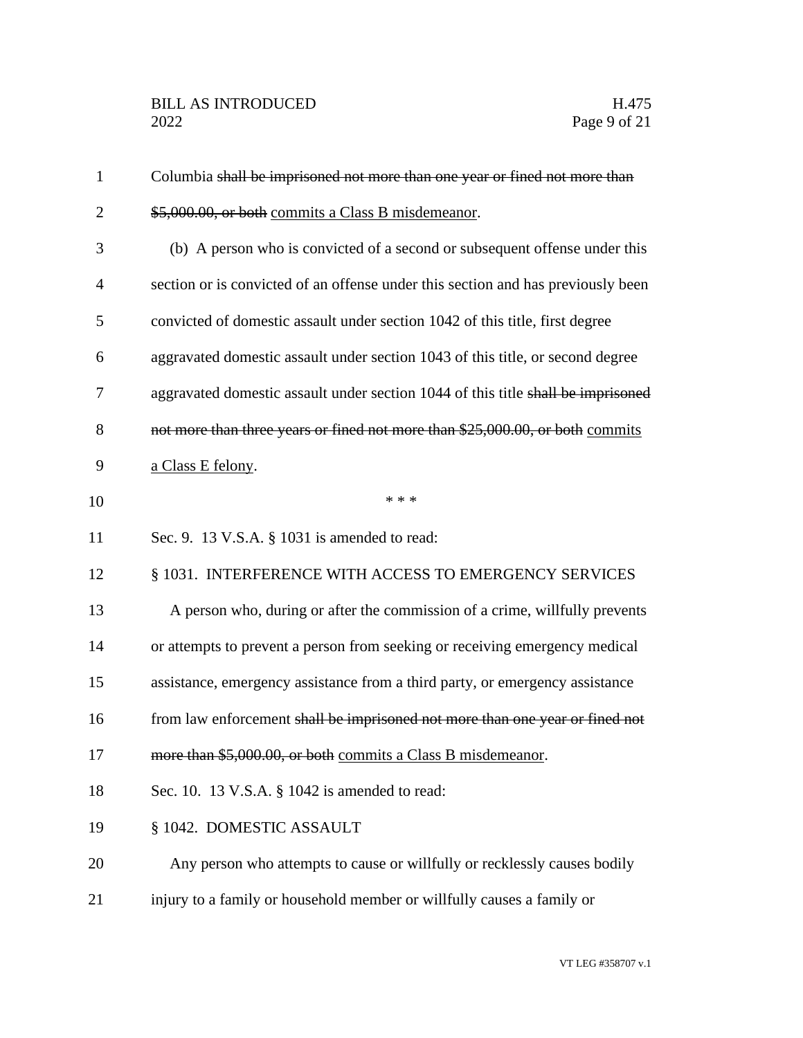Columbia ~~shall be imprisoned not more than one year or fined not more than $5,000.00, or both~~ <u>commits a Class B misdemeanor</u>.

(b) A person who is convicted of a second or subsequent offense under this section or is convicted of an offense under this section and has previously been convicted of domestic assault under section 1042 of this title, first degree aggravated domestic assault under section 1043 of this title, or second degree aggravated domestic assault under section 1044 of this title ~~shall be imprisoned not more than three years or fined not more than $25,000.00, or both~~ <u>commits a Class E felony</u>.

\* \* \*

Sec. 9. 13 V.S.A. § 1031 is amended to read:

§ 1031. INTERFERENCE WITH ACCESS TO EMERGENCY SERVICES

A person who, during or after the commission of a crime, willfully prevents or attempts to prevent a person from seeking or receiving emergency medical assistance, emergency assistance from a third party, or emergency assistance from law enforcement ~~shall be imprisoned not more than one year or fined not more than $5,000.00, or both~~ <u>commits a Class B misdemeanor</u>.

Sec. 10. 13 V.S.A. § 1042 is amended to read:

§ 1042. DOMESTIC ASSAULT

Any person who attempts to cause or willfully or recklessly causes bodily injury to a family or household member or willfully causes a family or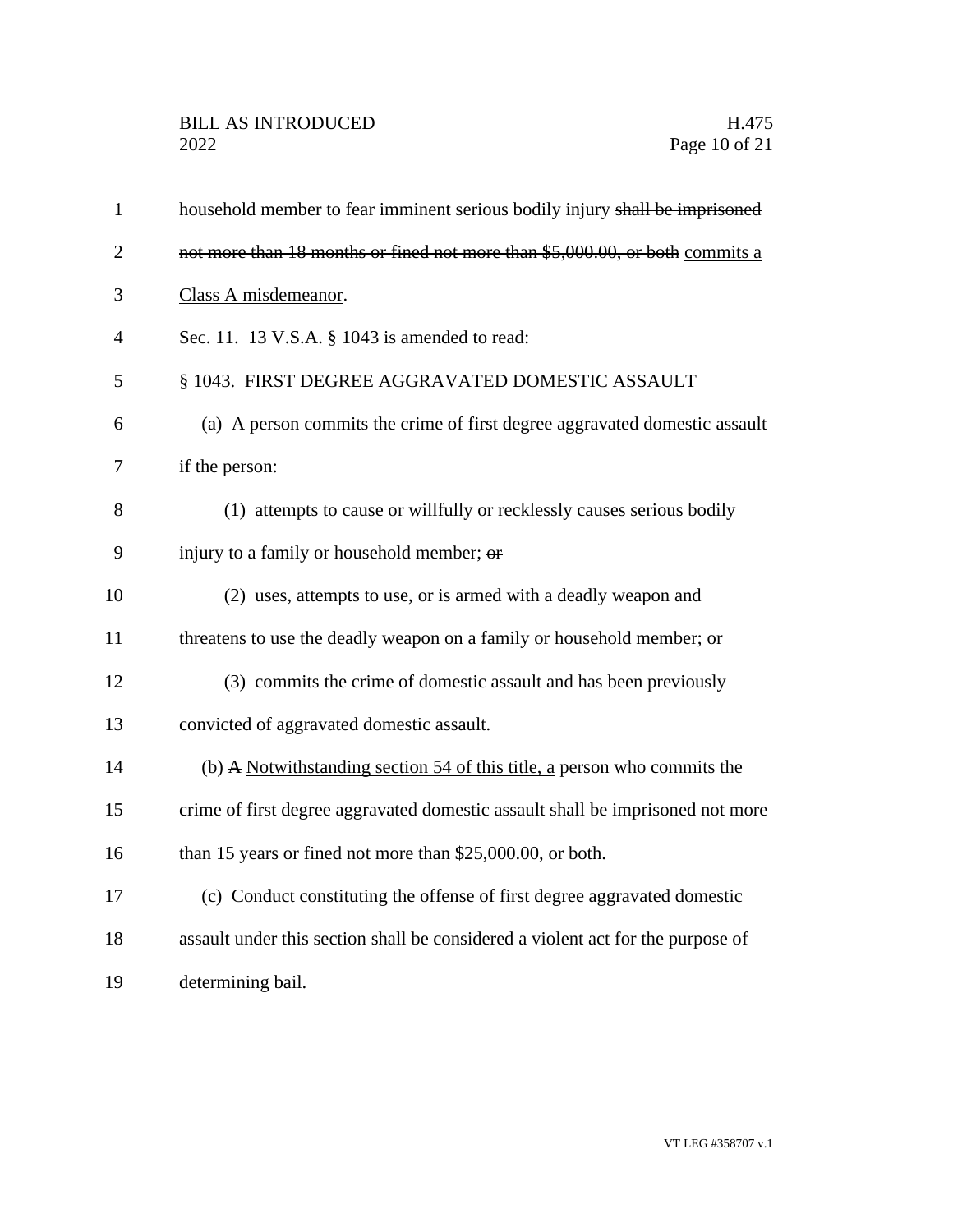household member to fear imminent serious bodily injury ~~shall be imprisoned not more than 18 months or fined not more than $5,000.00, or both~~ <u>commits a Class A misdemeanor</u>.

Sec. 11. 13 V.S.A. § 1043 is amended to read:

§ 1043. FIRST DEGREE AGGRAVATED DOMESTIC ASSAULT

(a) A person commits the crime of first degree aggravated domestic assault if the person:

(1) attempts to cause or willfully or recklessly causes serious bodily injury to a family or household member; ~~or~~

(2) uses, attempts to use, or is armed with a deadly weapon and threatens to use the deadly weapon on a family or household member; or

(3) commits the crime of domestic assault and has been previously convicted of aggravated domestic assault.

(b) ~~A~~ <u>Notwithstanding section 54 of this title, a</u> person who commits the crime of first degree aggravated domestic assault shall be imprisoned not more than 15 years or fined not more than $25,000.00, or both.

(c) Conduct constituting the offense of first degree aggravated domestic assault under this section shall be considered a violent act for the purpose of determining bail.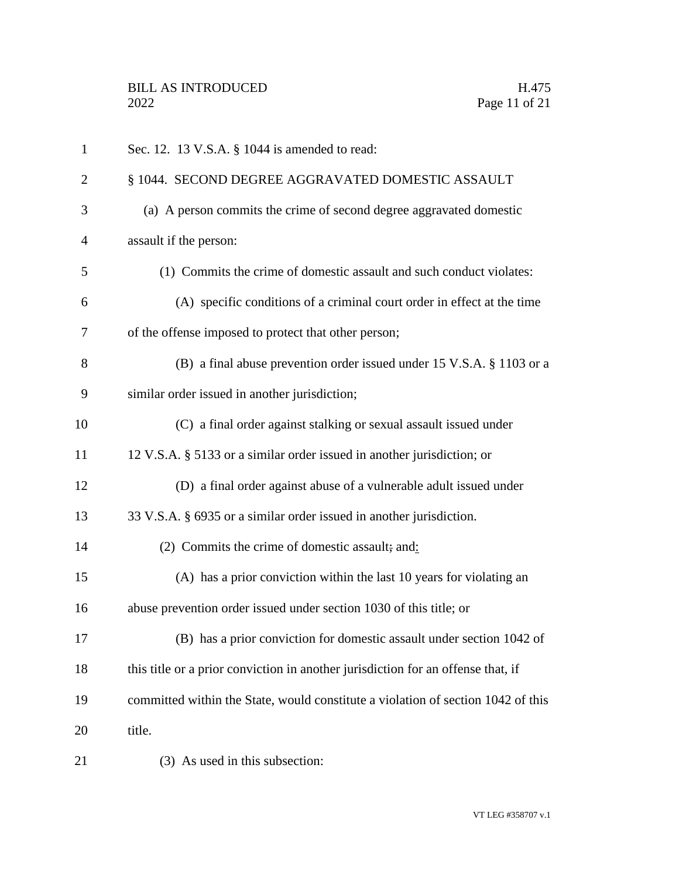Sec. 12. 13 V.S.A. § 1044 is amended to read:

§ 1044. SECOND DEGREE AGGRAVATED DOMESTIC ASSAULT

(a) A person commits the crime of second degree aggravated domestic assault if the person:

(1) Commits the crime of domestic assault and such conduct violates:

(A) specific conditions of a criminal court order in effect at the time of the offense imposed to protect that other person;

(B) a final abuse prevention order issued under 15 V.S.A. § 1103 or a similar order issued in another jurisdiction;

(C) a final order against stalking or sexual assault issued under 12 V.S.A. § 5133 or a similar order issued in another jurisdiction; or

(D) a final order against abuse of a vulnerable adult issued under 33 V.S.A. § 6935 or a similar order issued in another jurisdiction.

(2) Commits the crime of domestic assault~~;~~ and:

(A) has a prior conviction within the last 10 years for violating an abuse prevention order issued under section 1030 of this title; or

(B) has a prior conviction for domestic assault under section 1042 of this title or a prior conviction in another jurisdiction for an offense that, if committed within the State, would constitute a violation of section 1042 of this title.

(3) As used in this subsection: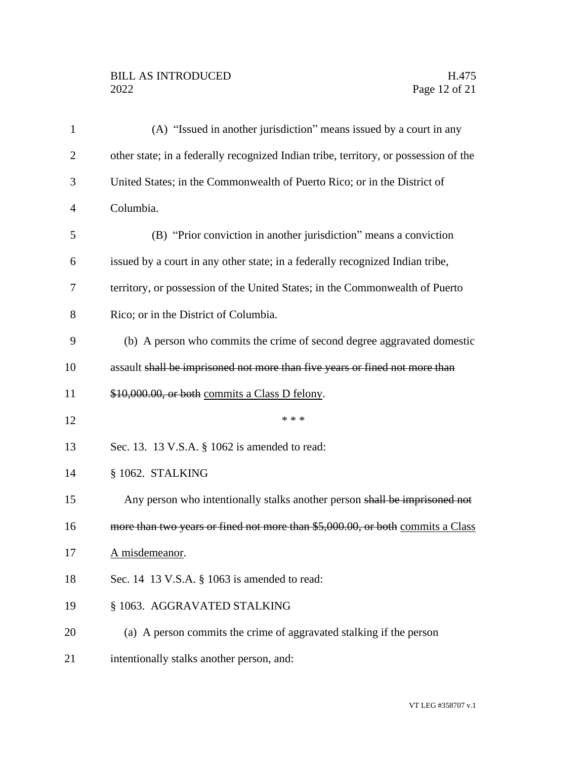(A) "Issued in another jurisdiction" means issued by a court in any other state; in a federally recognized Indian tribe, territory, or possession of the United States; in the Commonwealth of Puerto Rico; or in the District of Columbia.

(B) "Prior conviction in another jurisdiction" means a conviction issued by a court in any other state; in a federally recognized Indian tribe, territory, or possession of the United States; in the Commonwealth of Puerto Rico; or in the District of Columbia.

(b) A person who commits the crime of second degree aggravated domestic assault ~~shall be imprisoned not more than five years or fined not more than \$10,000.00, or both~~ commits a Class D felony.

\* \* \*

Sec. 13. 13 V.S.A. § 1062 is amended to read:

§ 1062. STALKING

Any person who intentionally stalks another person ~~shall be imprisoned not more than two years or fined not more than \$5,000.00, or both~~ commits a Class A misdemeanor.

Sec. 14 13 V.S.A. § 1063 is amended to read:

§ 1063. AGGRAVATED STALKING

(a) A person commits the crime of aggravated stalking if the person intentionally stalks another person, and: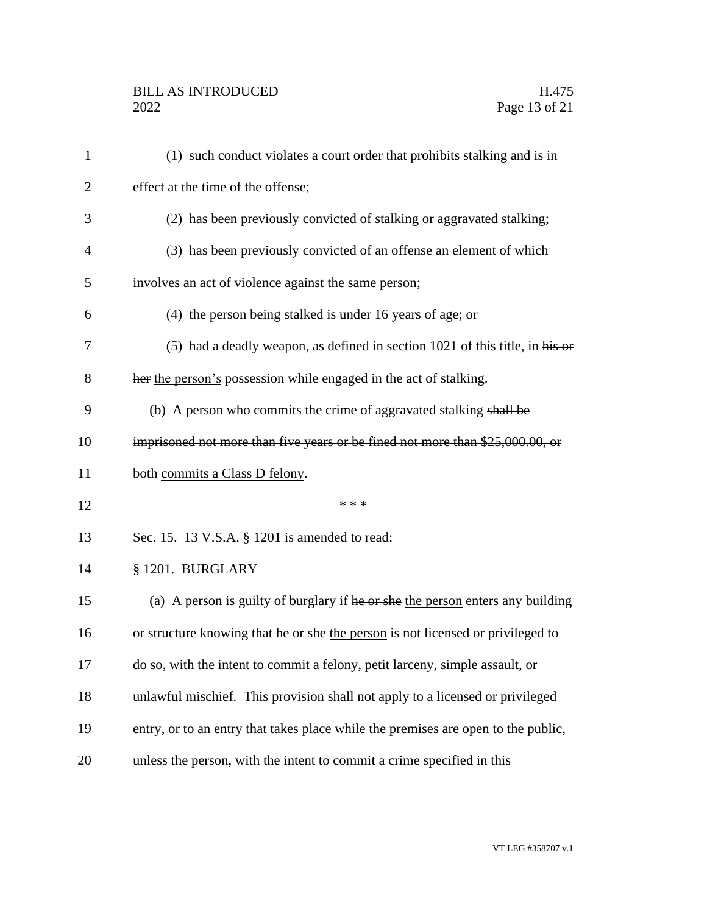(1) such conduct violates a court order that prohibits stalking and is in effect at the time of the offense;

(2) has been previously convicted of stalking or aggravated stalking;

(3) has been previously convicted of an offense an element of which involves an act of violence against the same person;

(4) the person being stalked is under 16 years of age; or

(5) had a deadly weapon, as defined in section 1021 of this title, in ~~his or her~~ the person's possession while engaged in the act of stalking.

(b) A person who commits the crime of aggravated stalking ~~shall be imprisoned not more than five years or be fined not more than $25,000.00, or both~~ commits a Class D felony.

\* \* \*

Sec. 15. 13 V.S.A. § 1201 is amended to read:

§ 1201. BURGLARY

(a) A person is guilty of burglary if ~~he or she~~ the person enters any building or structure knowing that ~~he or she~~ the person is not licensed or privileged to do so, with the intent to commit a felony, petit larceny, simple assault, or unlawful mischief. This provision shall not apply to a licensed or privileged entry, or to an entry that takes place while the premises are open to the public, unless the person, with the intent to commit a crime specified in this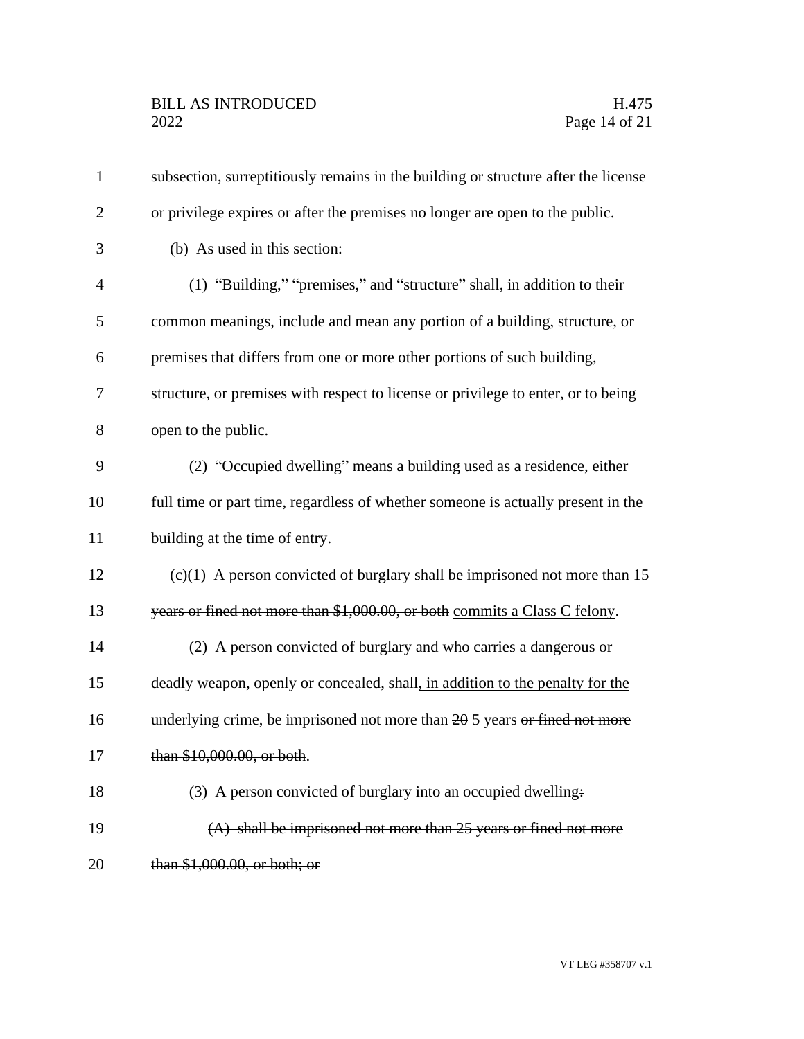subsection, surreptitiously remains in the building or structure after the license or privilege expires or after the premises no longer are open to the public.

(b) As used in this section:

(1) "Building," "premises," and "structure" shall, in addition to their common meanings, include and mean any portion of a building, structure, or premises that differs from one or more other portions of such building, structure, or premises with respect to license or privilege to enter, or to being open to the public.

(2) "Occupied dwelling" means a building used as a residence, either full time or part time, regardless of whether someone is actually present in the building at the time of entry.

(c)(1) A person convicted of burglary ~~shall be imprisoned not more than 15 years or fined not more than $1,000.00, or both~~ <u>commits a Class C felony</u>.

(2) A person convicted of burglary and who carries a dangerous or deadly weapon, openly or concealed, shall<u>, in addition to the penalty for the underlying crime,</u> be imprisoned not more than ~~20~~ <u>5</u> years ~~or fined not more than $10,000.00, or both~~.

(3) A person convicted of burglary into an occupied dwelling~~:~~

~~(A) shall be imprisoned not more than 25 years or fined not more than $1,000.00, or both; or~~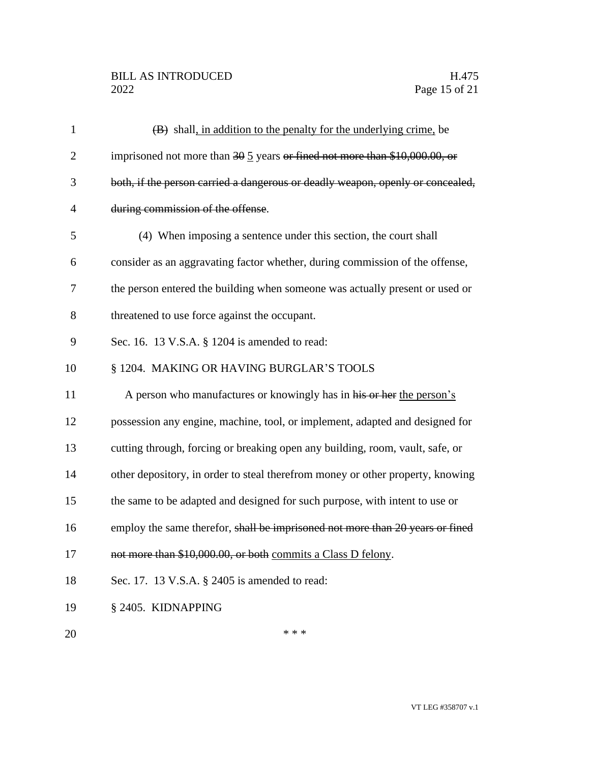(B) shall, in addition to the penalty for the underlying crime, be imprisoned not more than 30 5 years or fined not more than $10,000.00, or both, if the person carried a dangerous or deadly weapon, openly or concealed, during commission of the offense.

(4) When imposing a sentence under this section, the court shall consider as an aggravating factor whether, during commission of the offense, the person entered the building when someone was actually present or used or threatened to use force against the occupant.

Sec. 16. 13 V.S.A. § 1204 is amended to read:

§ 1204. MAKING OR HAVING BURGLAR'S TOOLS

A person who manufactures or knowingly has in his or her the person's possession any engine, machine, tool, or implement, adapted and designed for cutting through, forcing or breaking open any building, room, vault, safe, or other depository, in order to steal therefrom money or other property, knowing the same to be adapted and designed for such purpose, with intent to use or employ the same therefor, shall be imprisoned not more than 20 years or fined not more than $10,000.00, or both commits a Class D felony.

Sec. 17. 13 V.S.A. § 2405 is amended to read:

§ 2405. KIDNAPPING

* * *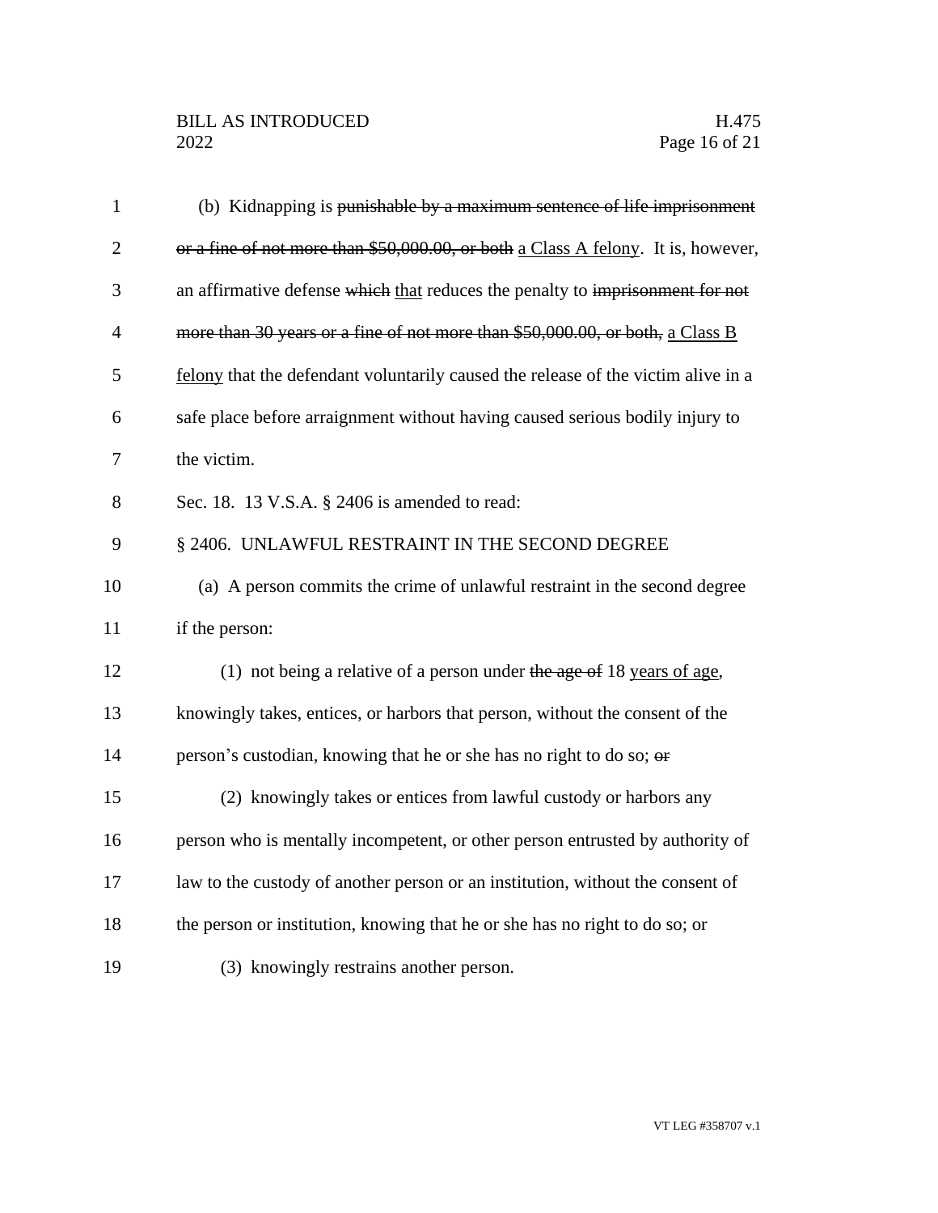(b) Kidnapping is ~~punishable by a maximum sentence of life imprisonment or a fine of not more than $50,000.00, or both~~ <u>a Class A felony</u>. It is, however, an affirmative defense ~~which~~ <u>that</u> reduces the penalty to ~~imprisonment for not more than 30 years or a fine of not more than $50,000.00, or both,~~ <u>a Class B felony</u> that the defendant voluntarily caused the release of the victim alive in a safe place before arraignment without having caused serious bodily injury to the victim.

Sec. 18. 13 V.S.A. § 2406 is amended to read:

§ 2406. UNLAWFUL RESTRAINT IN THE SECOND DEGREE

(a) A person commits the crime of unlawful restraint in the second degree if the person:

(1) not being a relative of a person under ~~the age of~~ 18 <u>years of age</u>, knowingly takes, entices, or harbors that person, without the consent of the person's custodian, knowing that he or she has no right to do so; ~~or~~

(2) knowingly takes or entices from lawful custody or harbors any person who is mentally incompetent, or other person entrusted by authority of law to the custody of another person or an institution, without the consent of the person or institution, knowing that he or she has no right to do so; or

(3) knowingly restrains another person.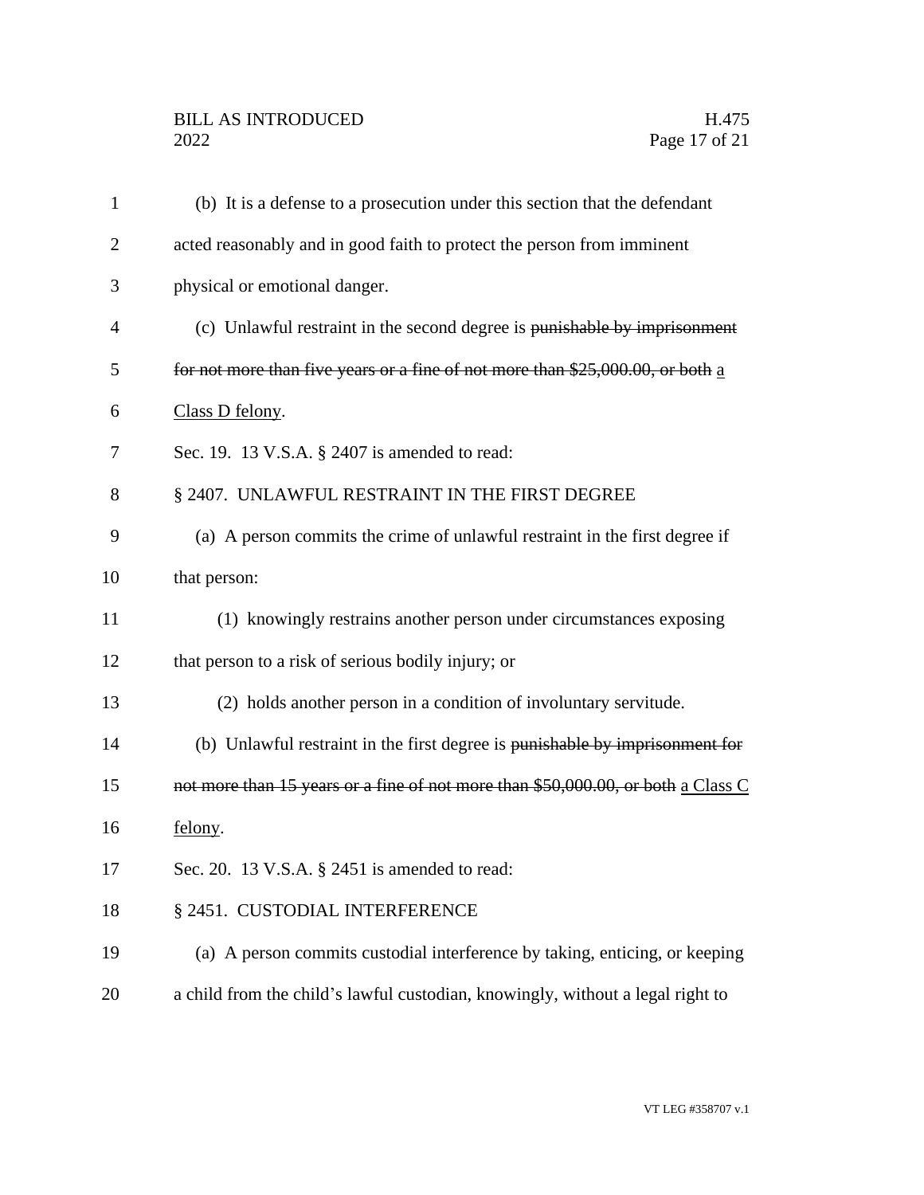(b) It is a defense to a prosecution under this section that the defendant acted reasonably and in good faith to protect the person from imminent physical or emotional danger.

(c) Unlawful restraint in the second degree is ~~punishable by imprisonment for not more than five years or a fine of not more than $25,000.00, or both~~ a Class D felony.

Sec. 19. 13 V.S.A. § 2407 is amended to read:

§ 2407. UNLAWFUL RESTRAINT IN THE FIRST DEGREE

(a) A person commits the crime of unlawful restraint in the first degree if that person:

(1) knowingly restrains another person under circumstances exposing that person to a risk of serious bodily injury; or

(2) holds another person in a condition of involuntary servitude.

(b) Unlawful restraint in the first degree is ~~punishable by imprisonment for not more than 15 years or a fine of not more than $50,000.00, or both~~ a Class C felony.

Sec. 20. 13 V.S.A. § 2451 is amended to read:

§ 2451. CUSTODIAL INTERFERENCE

(a) A person commits custodial interference by taking, enticing, or keeping a child from the child's lawful custodian, knowingly, without a legal right to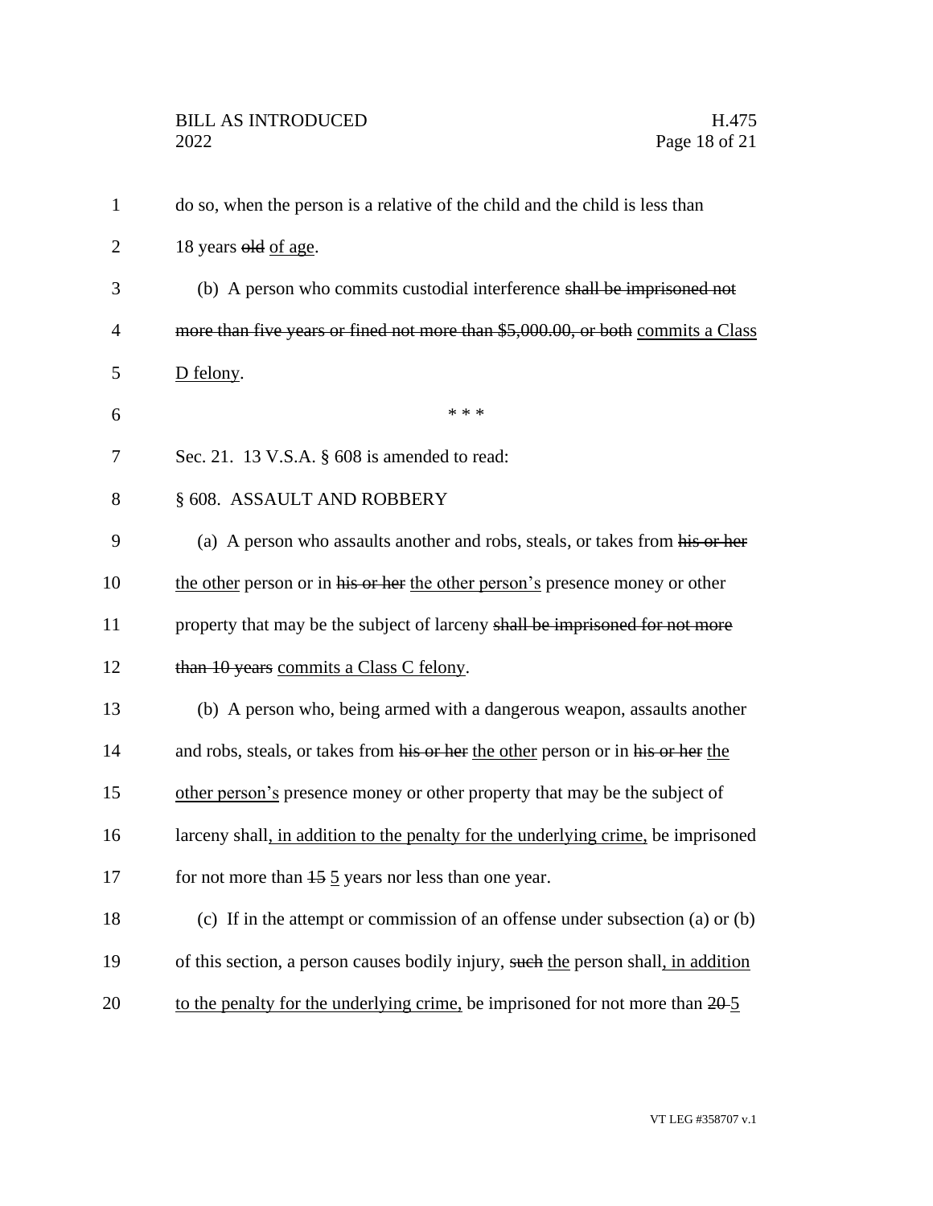do so, when the person is a relative of the child and the child is less than 18 years ~~old~~ of age.

(b) A person who commits custodial interference ~~shall be imprisoned not more than five years or fined not more than $5,000.00, or both~~ commits a Class D felony.

\* \* \*

Sec. 21. 13 V.S.A. § 608 is amended to read:

§ 608. ASSAULT AND ROBBERY

(a) A person who assaults another and robs, steals, or takes from ~~his or her~~ the other person or in ~~his or her~~ the other person's presence money or other property that may be the subject of larceny ~~shall be imprisoned for not more than 10 years~~ commits a Class C felony.

(b) A person who, being armed with a dangerous weapon, assaults another and robs, steals, or takes from ~~his or her~~ the other person or in ~~his or her~~ the other person's presence money or other property that may be the subject of larceny shall, in addition to the penalty for the underlying crime, be imprisoned for not more than ~~15~~ 5 years nor less than one year.

(c) If in the attempt or commission of an offense under subsection (a) or (b) of this section, a person causes bodily injury, ~~such~~ the person shall, in addition to the penalty for the underlying crime, be imprisoned for not more than ~~20~~ 5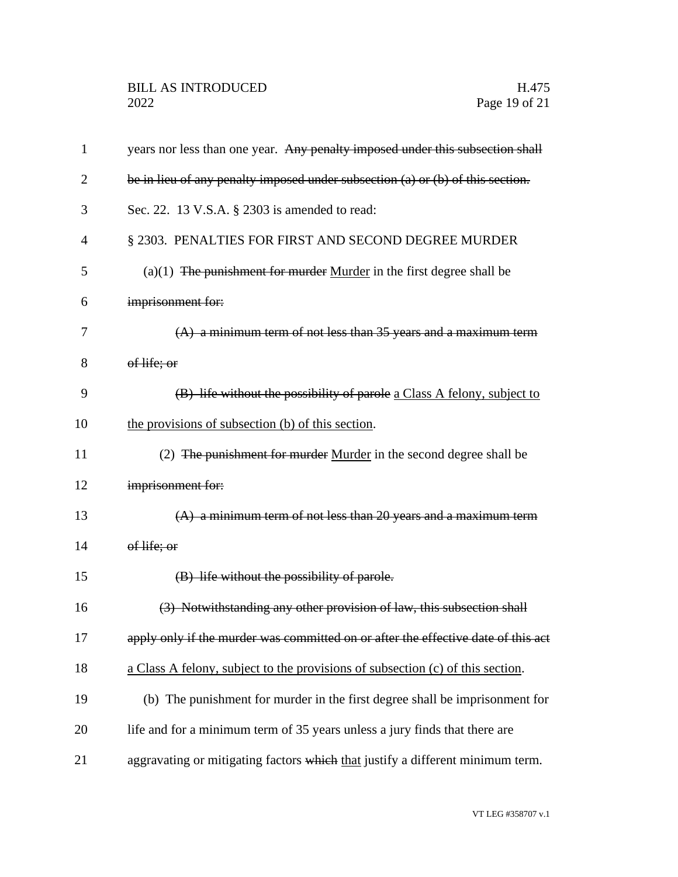years nor less than one year. ~~Any penalty imposed under this subsection shall be in lieu of any penalty imposed under subsection (a) or (b) of this section.~~

Sec. 22. 13 V.S.A. § 2303 is amended to read:

§ 2303. PENALTIES FOR FIRST AND SECOND DEGREE MURDER

(a)(1) ~~The punishment for murder~~ <u>Murder</u> in the first degree shall be ~~imprisonment for:~~

~~(A) a minimum term of not less than 35 years and a maximum term of life; or~~

~~(B) life without the possibility of parole~~ <u>a Class A felony, subject to the provisions of subsection (b) of this section</u>.

(2) ~~The punishment for murder~~ <u>Murder</u> in the second degree shall be ~~imprisonment for:~~

~~(A) a minimum term of not less than 20 years and a maximum term of life; or~~

~~(B) life without the possibility of parole.~~

~~(3) Notwithstanding any other provision of law, this subsection shall apply only if the murder was committed on or after the effective date of this act~~ <u>a Class A felony, subject to the provisions of subsection (c) of this section</u>.

(b) The punishment for murder in the first degree shall be imprisonment for life and for a minimum term of 35 years unless a jury finds that there are aggravating or mitigating factors ~~which~~ <u>that</u> justify a different minimum term.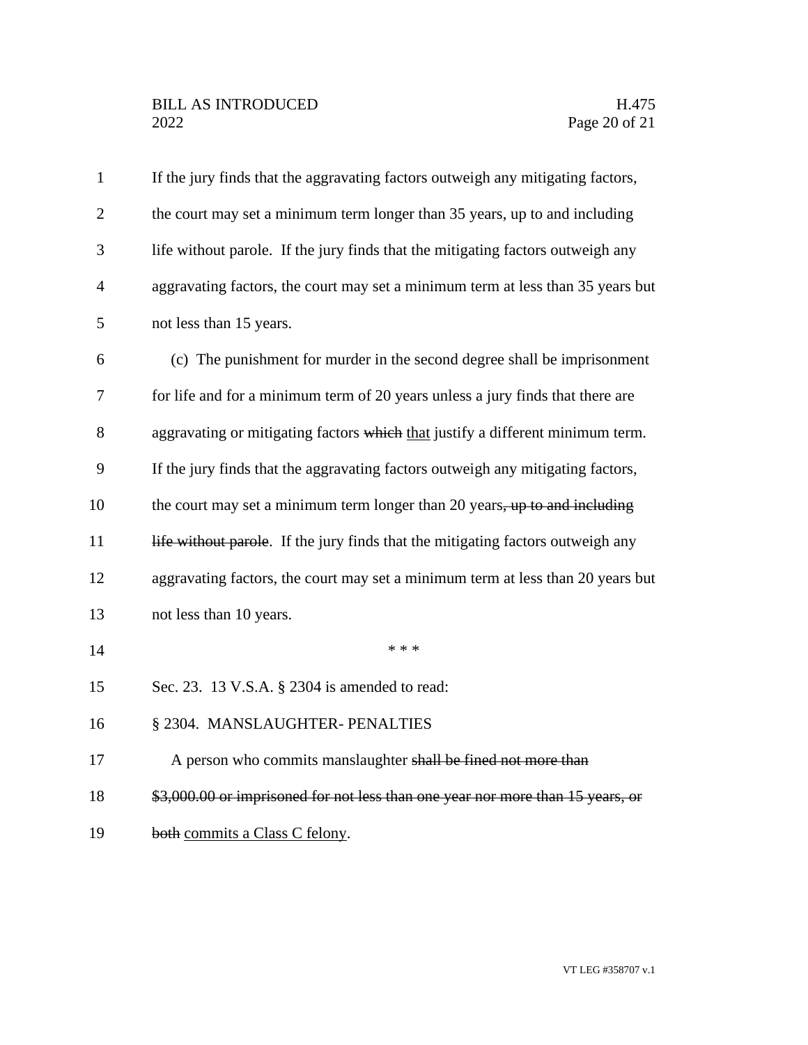If the jury finds that the aggravating factors outweigh any mitigating factors, the court may set a minimum term longer than 35 years, up to and including life without parole. If the jury finds that the mitigating factors outweigh any aggravating factors, the court may set a minimum term at less than 35 years but not less than 15 years.

(c) The punishment for murder in the second degree shall be imprisonment for life and for a minimum term of 20 years unless a jury finds that there are aggravating or mitigating factors ~~which~~ <u>that</u> justify a different minimum term. If the jury finds that the aggravating factors outweigh any mitigating factors, the court may set a minimum term longer than 20 years~~, up to and including life without parole~~. If the jury finds that the mitigating factors outweigh any aggravating factors, the court may set a minimum term at less than 20 years but not less than 10 years.

\* \* \*

Sec. 23. 13 V.S.A. § 2304 is amended to read:

§ 2304. MANSLAUGHTER- PENALTIES

A person who commits manslaughter ~~shall be fined not more than $3,000.00 or imprisoned for not less than one year nor more than 15 years, or both~~ <u>commits a Class C felony</u>.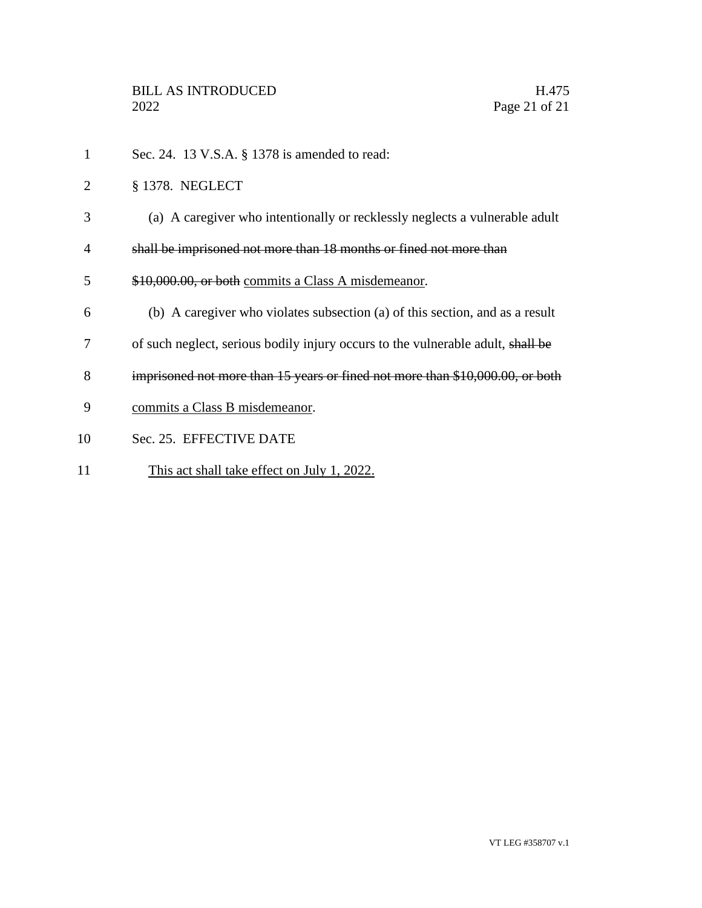Sec. 24. 13 V.S.A. § 1378 is amended to read:

§ 1378. NEGLECT

(a) A caregiver who intentionally or recklessly neglects a vulnerable adult ~~shall be imprisoned not more than 18 months or fined not more than $10,000.00, or both~~ commits a Class A misdemeanor.

(b) A caregiver who violates subsection (a) of this section, and as a result of such neglect, serious bodily injury occurs to the vulnerable adult, ~~shall be imprisoned not more than 15 years or fined not more than $10,000.00, or both~~ commits a Class B misdemeanor.

Sec. 25. EFFECTIVE DATE

This act shall take effect on July 1, 2022.